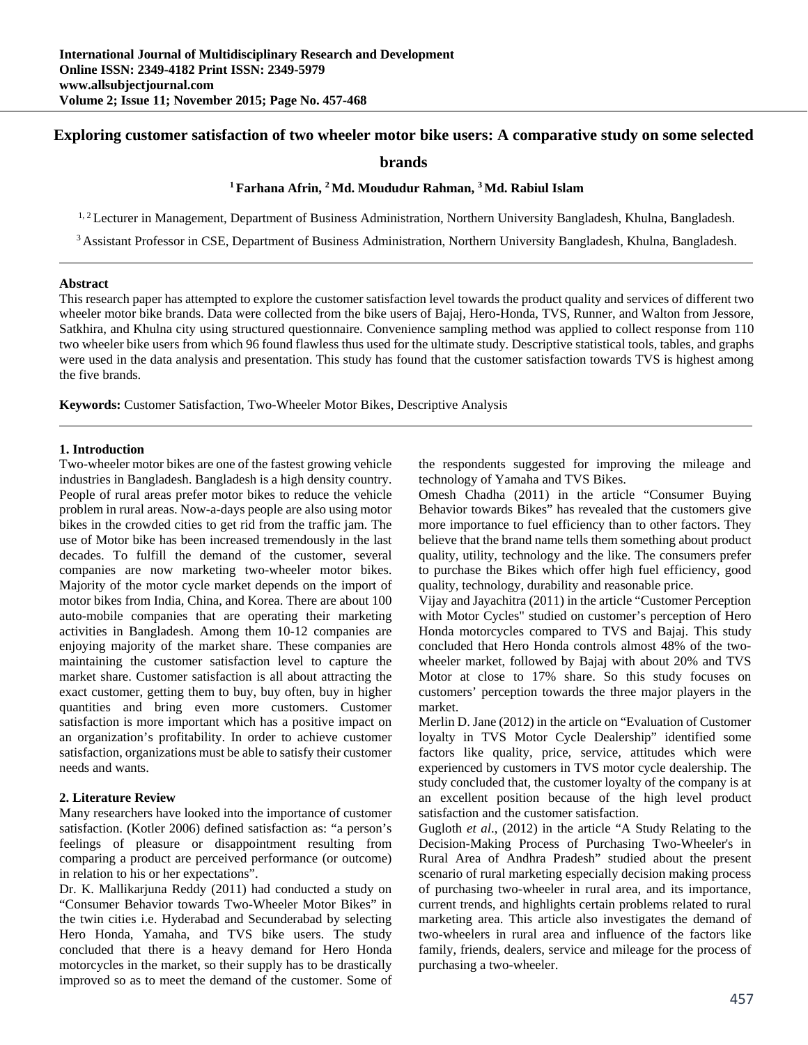# Exploring customer satisfaction of two wheeler motor bike users: A comparative study on some selected brands

**[1] Farhana Afrin, [2] Md. Moududur Rahman, [3] Md. Rabiul Islam**

[1, 2] Lecturer in Management, Department of Business Administration, Northern University Bangladesh, Khulna, Bangladesh.

[3] Assistant Professor in CSE, Department of Business Administration, Northern University Bangladesh, Khulna, Bangladesh.

---

**Abstract**

This research paper has attempted to explore the customer satisfaction level towards the product quality and services of different two wheeler motor bike brands. Data were collected from the bike users of Bajaj, Hero-Honda, TVS, Runner, and Walton from Jessore, Satkhira, and Khulna city using structured questionnaire. Convenience sampling method was applied to collect response from 110 two wheeler bike users from which 96 found flawless thus used for the ultimate study. Descriptive statistical tools, tables, and graphs were used in the data analysis and presentation. This study has found that the customer satisfaction towards TVS is highest among the five brands.

**Keywords:** Customer Satisfaction, Two-Wheeler Motor Bikes, Descriptive Analysis

---

## 1. Introduction

Two-wheeler motor bikes are one of the fastest growing vehicle industries in Bangladesh. Bangladesh is a high density country. People of rural areas prefer motor bikes to reduce the vehicle problem in rural areas. Now-a-days people are also using motor bikes in the crowded cities to get rid from the traffic jam. The use of Motor bike has been increased tremendously in the last decades. To fulfill the demand of the customer, several companies are now marketing two-wheeler motor bikes. Majority of the motor cycle market depends on the import of motor bikes from India, China, and Korea. There are about 100 auto-mobile companies that are operating their marketing activities in Bangladesh. Among them 10-12 companies are enjoying majority of the market share. These companies are maintaining the customer satisfaction level to capture the market share. Customer satisfaction is all about attracting the exact customer, getting them to buy, buy often, buy in higher quantities and bring even more customers. Customer satisfaction is more important which has a positive impact on an organization's profitability. In order to achieve customer satisfaction, organizations must be able to satisfy their customer needs and wants.

## 2. Literature Review

Many researchers have looked into the importance of customer satisfaction. (Kotler 2006) defined satisfaction as: "a person's feelings of pleasure or disappointment resulting from comparing a product are perceived performance (or outcome) in relation to his or her expectations".

Dr. K. Mallikarjuna Reddy (2011) had conducted a study on "Consumer Behavior towards Two-Wheeler Motor Bikes" in the twin cities i.e. Hyderabad and Secunderabad by selecting Hero Honda, Yamaha, and TVS bike users. The study concluded that there is a heavy demand for Hero Honda motorcycles in the market, so their supply has to be drastically improved so as to meet the demand of the customer. Some of the respondents suggested for improving the mileage and technology of Yamaha and TVS Bikes.

Omesh Chadha (2011) in the article "Consumer Buying Behavior towards Bikes" has revealed that the customers give more importance to fuel efficiency than to other factors. They believe that the brand name tells them something about product quality, utility, technology and the like. The consumers prefer to purchase the Bikes which offer high fuel efficiency, good quality, technology, durability and reasonable price.

Vijay and Jayachitra (2011) in the article "Customer Perception with Motor Cycles" studied on customer's perception of Hero Honda motorcycles compared to TVS and Bajaj. This study concluded that Hero Honda controls almost 48% of the two-wheeler market, followed by Bajaj with about 20% and TVS Motor at close to 17% share. So this study focuses on customers' perception towards the three major players in the market.

Merlin D. Jane (2012) in the article on "Evaluation of Customer loyalty in TVS Motor Cycle Dealership" identified some factors like quality, price, service, attitudes which were experienced by customers in TVS motor cycle dealership. The study concluded that, the customer loyalty of the company is at an excellent position because of the high level product satisfaction and the customer satisfaction.

Gugloth *et al*., (2012) in the article "A Study Relating to the Decision-Making Process of Purchasing Two-Wheeler's in Rural Area of Andhra Pradesh" studied about the present scenario of rural marketing especially decision making process of purchasing two-wheeler in rural area, and its importance, current trends, and highlights certain problems related to rural marketing area. This article also investigates the demand of two-wheelers in rural area and influence of the factors like family, friends, dealers, service and mileage for the process of purchasing a two-wheeler.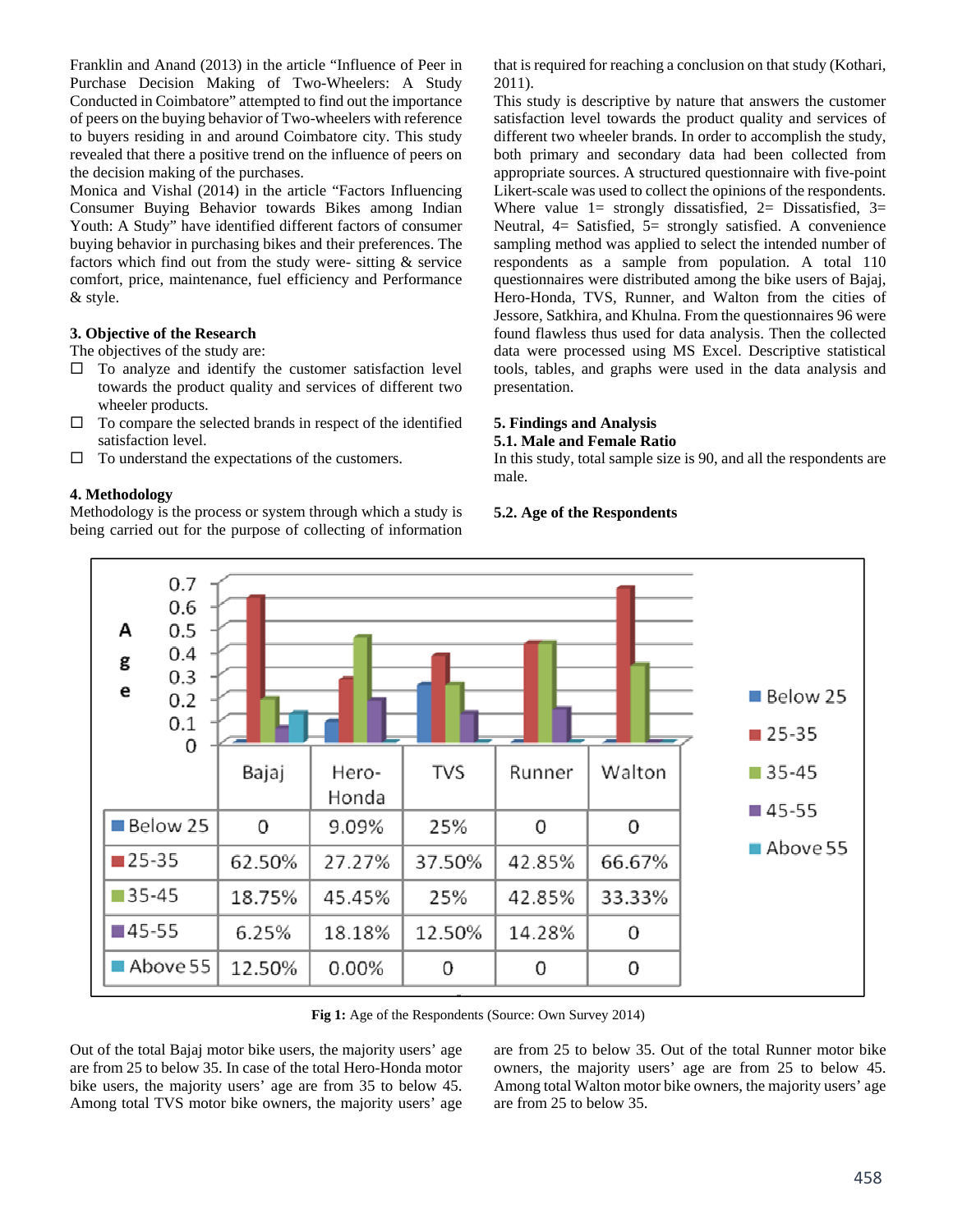Franklin and Anand (2013) in the article "Influence of Peer in Purchase Decision Making of Two-Wheelers: A Study Conducted in Coimbatore" attempted to find out the importance of peers on the buying behavior of Two-wheelers with reference to buyers residing in and around Coimbatore city. This study revealed that there a positive trend on the influence of peers on the decision making of the purchases.

Monica and Vishal (2014) in the article "Factors Influencing Consumer Buying Behavior towards Bikes among Indian Youth: A Study" have identified different factors of consumer buying behavior in purchasing bikes and their preferences. The factors which find out from the study were- sitting & service comfort, price, maintenance, fuel efficiency and Performance & style.

### 3. Objective of the Research

The objectives of the study are:

- To analyze and identify the customer satisfaction level towards the product quality and services of different two wheeler products.
- To compare the selected brands in respect of the identified satisfaction level.
- To understand the expectations of the customers.

### 4. Methodology

Methodology is the process or system through which a study is being carried out for the purpose of collecting of information that is required for reaching a conclusion on that study (Kothari, 2011).

This study is descriptive by nature that answers the customer satisfaction level towards the product quality and services of different two wheeler brands. In order to accomplish the study, both primary and secondary data had been collected from appropriate sources. A structured questionnaire with five-point Likert-scale was used to collect the opinions of the respondents. Where value 1= strongly dissatisfied, 2= Dissatisfied, 3= Neutral, 4= Satisfied, 5= strongly satisfied. A convenience sampling method was applied to select the intended number of respondents as a sample from population. A total 110 questionnaires were distributed among the bike users of Bajaj, Hero-Honda, TVS, Runner, and Walton from the cities of Jessore, Satkhira, and Khulna. From the questionnaires 96 were found flawless thus used for data analysis. Then the collected data were processed using MS Excel. Descriptive statistical tools, tables, and graphs were used in the data analysis and presentation.

### 5. Findings and Analysis

#### 5.1. Male and Female Ratio

In this study, total sample size is 90, and all the respondents are male.

#### 5.2. Age of the Respondents

| | Bajaj | Hero-Honda | TVS | Runner | Walton |
|---|---|---|---|---|---|
| Below 25 | 0 | 9.09% | 25% | 0 | 0 |
| 25-35 | 62.50% | 27.27% | 37.50% | 42.85% | 66.67% |
| 35-45 | 18.75% | 45.45% | 25% | 42.85% | 33.33% |
| 45-55 | 6.25% | 18.18% | 12.50% | 14.28% | 0 |
| Above 55 | 12.50% | 0.00% | 0 | 0 | 0 |

**Fig 1:** Age of the Respondents (Source: Own Survey 2014)

Out of the total Bajaj motor bike users, the majority users' age are from 25 to below 35. In case of the total Hero-Honda motor bike users, the majority users' age are from 35 to below 45. Among total TVS motor bike owners, the majority users' age are from 25 to below 35. Out of the total Runner motor bike owners, the majority users' age are from 25 to below 45. Among total Walton motor bike owners, the majority users' age are from 25 to below 35.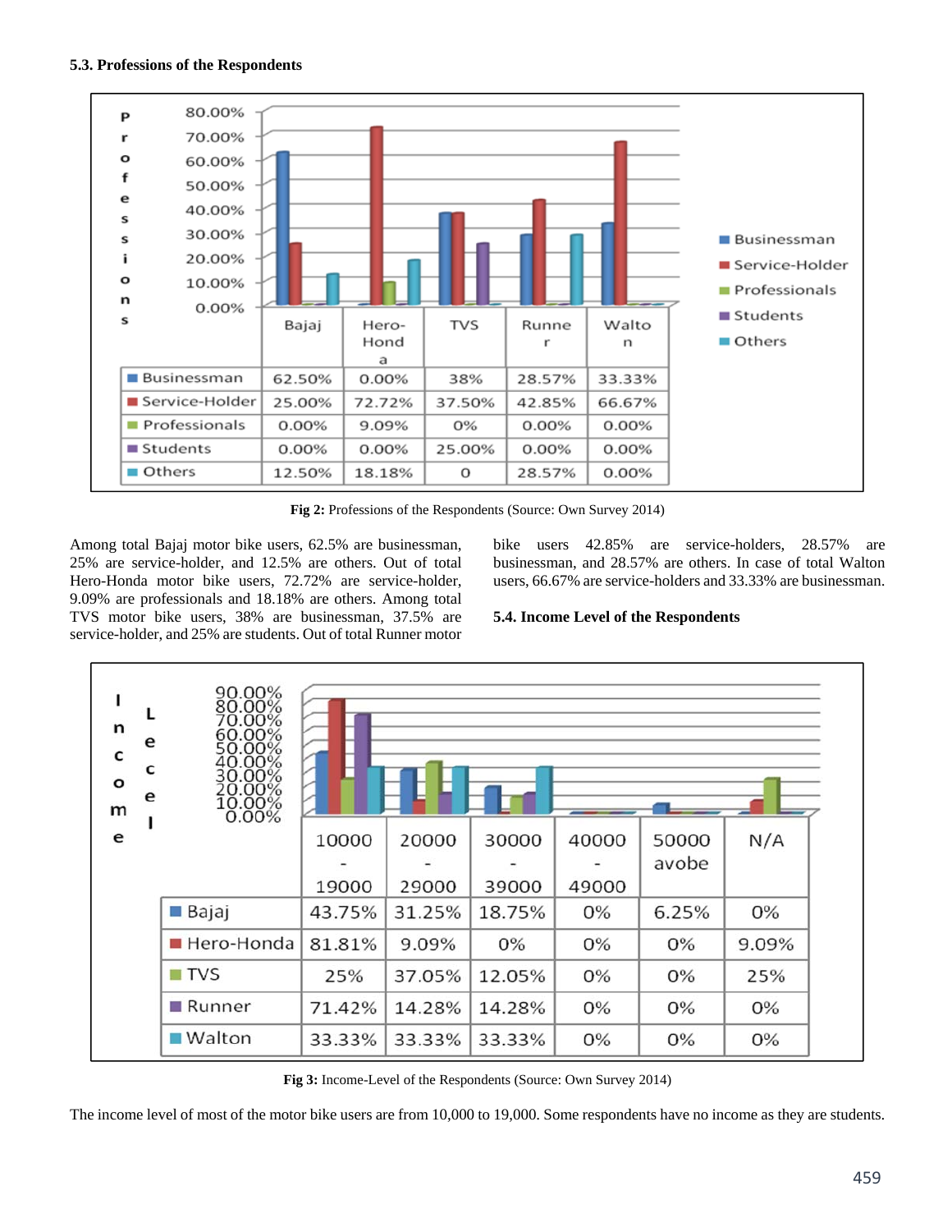### 5.3. Professions of the Respondents

| | Bajaj | Hero-Honda | TVS | Runner | Walton |
|---|---|---|---|---|---|
| Businessman | 62.50% | 0.00% | 38% | 28.57% | 33.33% |
| Service-Holder | 25.00% | 72.72% | 37.50% | 42.85% | 66.67% |
| Professionals | 0.00% | 9.09% | 0% | 0.00% | 0.00% |
| Students | 0.00% | 0.00% | 25.00% | 0.00% | 0.00% |
| Others | 12.50% | 18.18% | 0 | 28.57% | 0.00% |

**Fig 2:** Professions of the Respondents (Source: Own Survey 2014)

Among total Bajaj motor bike users, 62.5% are businessman, 25% are service-holder, and 12.5% are others. Out of total Hero-Honda motor bike users, 72.72% are service-holder, 9.09% are professionals and 18.18% are others. Among total TVS motor bike users, 38% are businessman, 37.5% are service-holder, and 25% are students. Out of total Runner motor bike users 42.85% are service-holders, 28.57% are businessman, and 28.57% are others. In case of total Walton users, 66.67% are service-holders and 33.33% are businessman.

### 5.4. Income Level of the Respondents

| | 10000 - 19000 | 20000 - 29000 | 30000 - 39000 | 40000 - 49000 | 50000 avobe | N/A |
|---|---|---|---|---|---|---|
| Bajaj | 43.75% | 31.25% | 18.75% | 0% | 6.25% | 0% |
| Hero-Honda | 81.81% | 9.09% | 0% | 0% | 0% | 9.09% |
| TVS | 25% | 37.05% | 12.05% | 0% | 0% | 25% |
| Runner | 71.42% | 14.28% | 14.28% | 0% | 0% | 0% |
| Walton | 33.33% | 33.33% | 33.33% | 0% | 0% | 0% |

**Fig 3:** Income-Level of the Respondents (Source: Own Survey 2014)

The income level of most of the motor bike users are from 10,000 to 19,000. Some respondents have no income as they are students.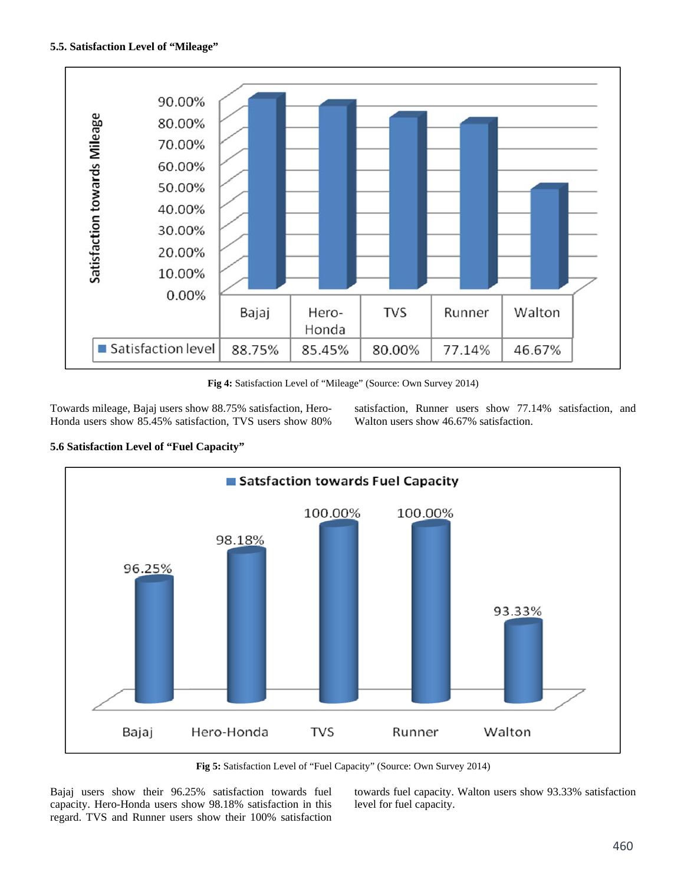### 5.5. Satisfaction Level of "Mileage"

| | Bajaj | Hero-Honda | TVS | Runner | Walton |
|---|---|---|---|---|---|
| Satisfaction level | 88.75% | 85.45% | 80.00% | 77.14% | 46.67% |

**Fig 4:** Satisfaction Level of "Mileage" (Source: Own Survey 2014)

Towards mileage, Bajaj users show 88.75% satisfaction, Hero-Honda users show 85.45% satisfaction, TVS users show 80% satisfaction, Runner users show 77.14% satisfaction, and Walton users show 46.67% satisfaction.

### 5.6 Satisfaction Level of "Fuel Capacity"

| | Bajaj | Hero-Honda | TVS | Runner | Walton |
|---|---|---|---|---|---|
| Satsfaction towards Fuel Capacity | 96.25% | 98.18% | 100.00% | 100.00% | 93.33% |

**Fig 5:** Satisfaction Level of "Fuel Capacity" (Source: Own Survey 2014)

Bajaj users show their 96.25% satisfaction towards fuel capacity. Hero-Honda users show 98.18% satisfaction in this regard. TVS and Runner users show their 100% satisfaction towards fuel capacity. Walton users show 93.33% satisfaction level for fuel capacity.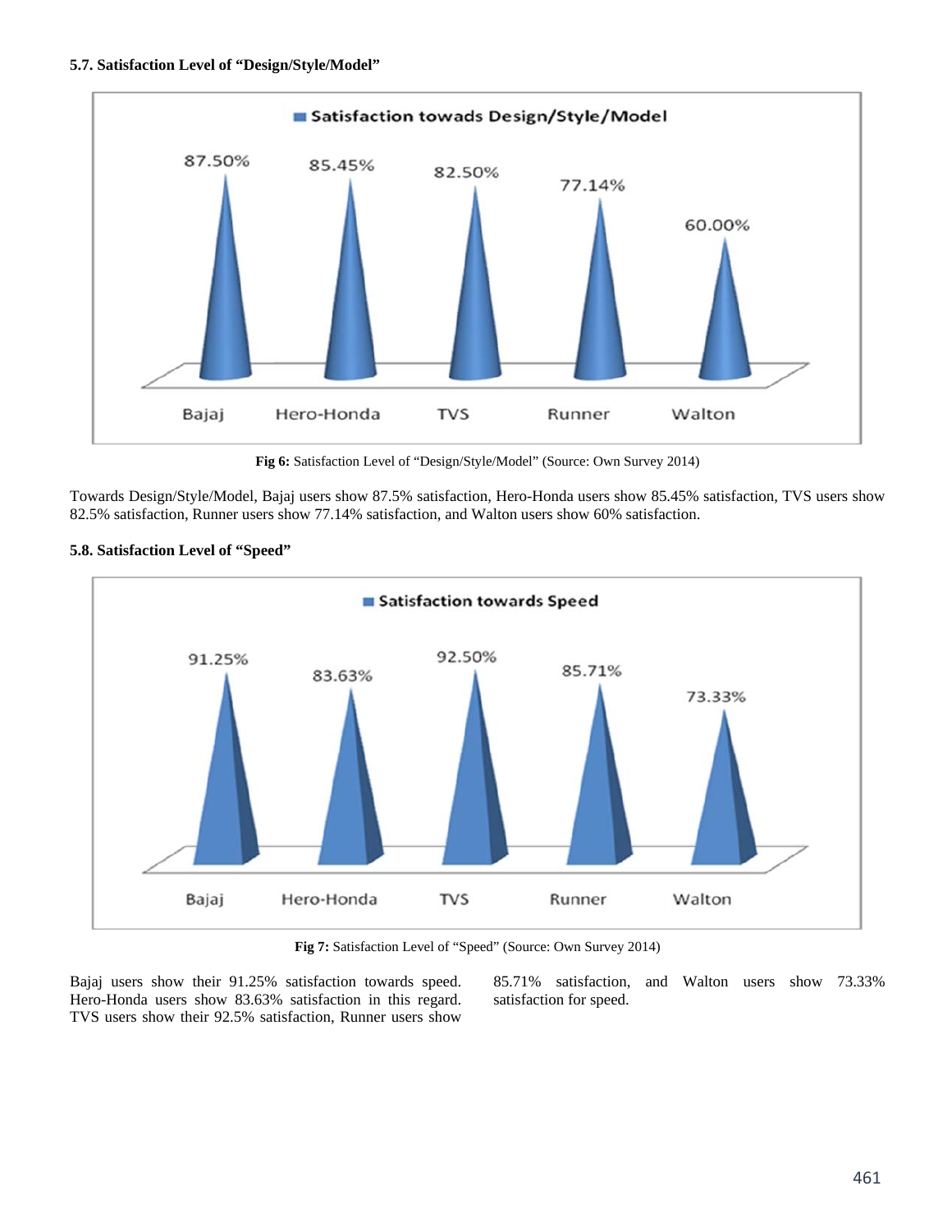**5.7. Satisfaction Level of "Design/Style/Model"**

Fig 6: Satisfaction Level of "Design/Style/Model" (Source: Own Survey 2014)

Towards Design/Style/Model, Bajaj users show 87.5% satisfaction, Hero-Honda users show 85.45% satisfaction, TVS users show 82.5% satisfaction, Runner users show 77.14% satisfaction, and Walton users show 60% satisfaction.

**5.8. Satisfaction Level of "Speed"**

Fig 7: Satisfaction Level of "Speed" (Source: Own Survey 2014)

Bajaj users show their 91.25% satisfaction towards speed. Hero-Honda users show 83.63% satisfaction in this regard. TVS users show their 92.5% satisfaction, Runner users show 85.71% satisfaction, and Walton users show 73.33% satisfaction for speed.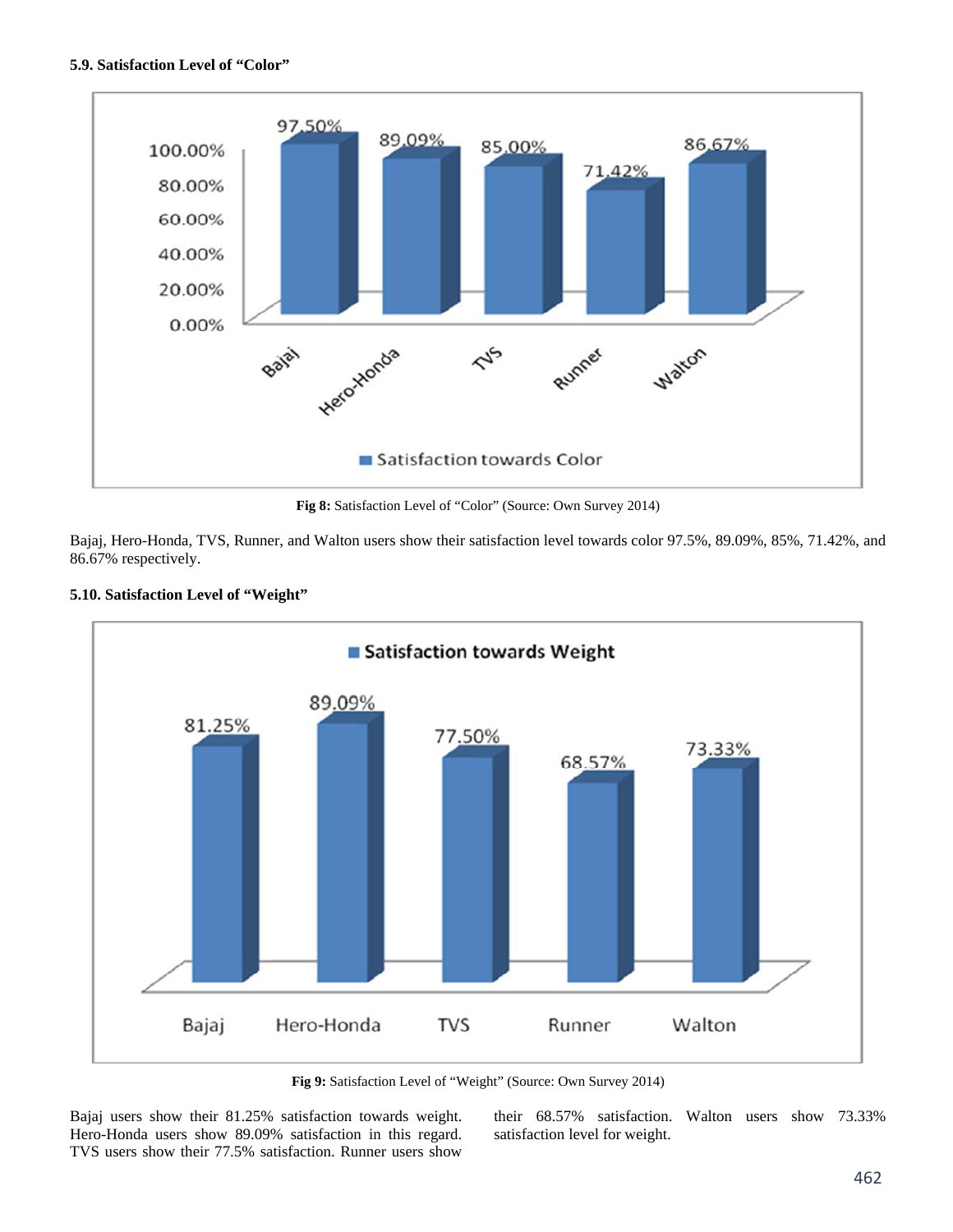### 5.9. Satisfaction Level of "Color"

Fig 8: Satisfaction Level of "Color" (Source: Own Survey 2014)

Bajaj, Hero-Honda, TVS, Runner, and Walton users show their satisfaction level towards color 97.5%, 89.09%, 85%, 71.42%, and 86.67% respectively.

### 5.10. Satisfaction Level of "Weight"

Fig 9: Satisfaction Level of "Weight" (Source: Own Survey 2014)

Bajaj users show their 81.25% satisfaction towards weight. Hero-Honda users show 89.09% satisfaction in this regard. TVS users show their 77.5% satisfaction. Runner users show their 68.57% satisfaction. Walton users show 73.33% satisfaction level for weight.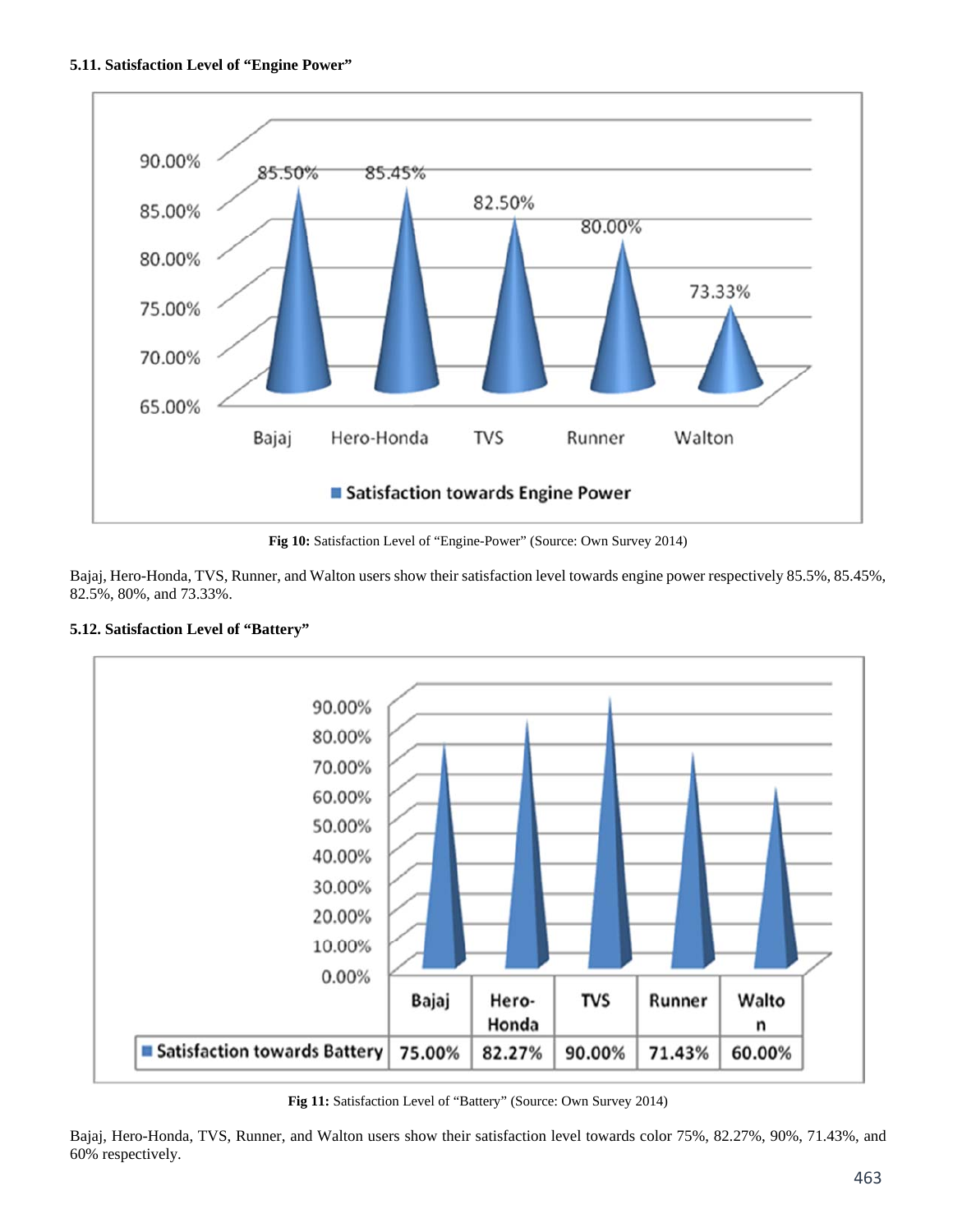### 5.11. Satisfaction Level of "Engine Power"

Fig 10: Satisfaction Level of "Engine-Power" (Source: Own Survey 2014)

Bajaj, Hero-Honda, TVS, Runner, and Walton users show their satisfaction level towards engine power respectively 85.5%, 85.45%, 82.5%, 80%, and 73.33%.

### 5.12. Satisfaction Level of "Battery"

Fig 11: Satisfaction Level of "Battery" (Source: Own Survey 2014)

Bajaj, Hero-Honda, TVS, Runner, and Walton users show their satisfaction level towards color 75%, 82.27%, 90%, 71.43%, and 60% respectively.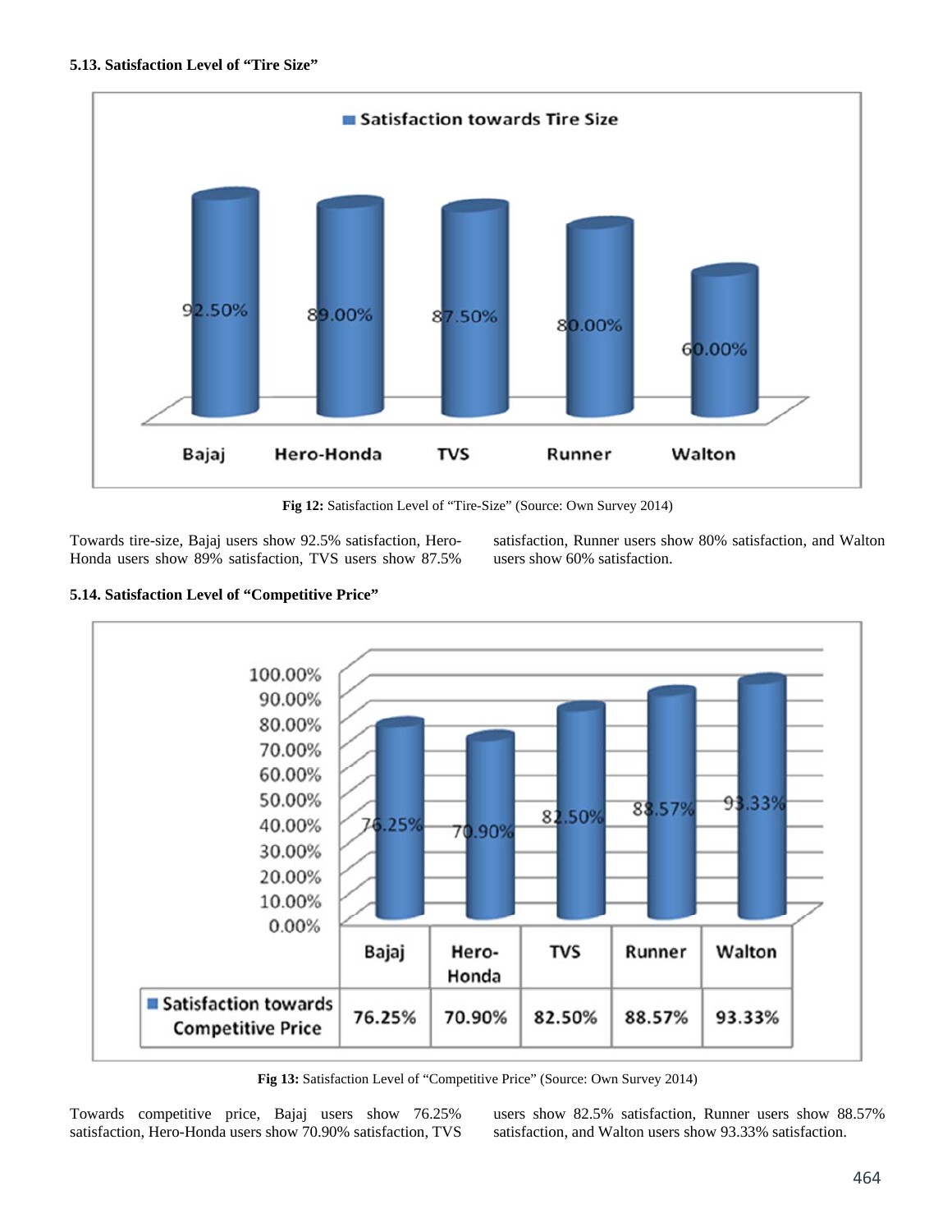### 5.13. Satisfaction Level of "Tire Size"

Fig 12: Satisfaction Level of "Tire-Size" (Source: Own Survey 2014)

Towards tire-size, Bajaj users show 92.5% satisfaction, Hero-Honda users show 89% satisfaction, TVS users show 87.5% satisfaction, Runner users show 80% satisfaction, and Walton users show 60% satisfaction.

### 5.14. Satisfaction Level of "Competitive Price"

| | Bajaj | Hero-Honda | TVS | Runner | Walton |
|---|---|---|---|---|---|
| Satisfaction towards Competitive Price | 76.25% | 70.90% | 82.50% | 88.57% | 93.33% |

Fig 13: Satisfaction Level of "Competitive Price" (Source: Own Survey 2014)

Towards competitive price, Bajaj users show 76.25% satisfaction, Hero-Honda users show 70.90% satisfaction, TVS users show 82.5% satisfaction, Runner users show 88.57% satisfaction, and Walton users show 93.33% satisfaction.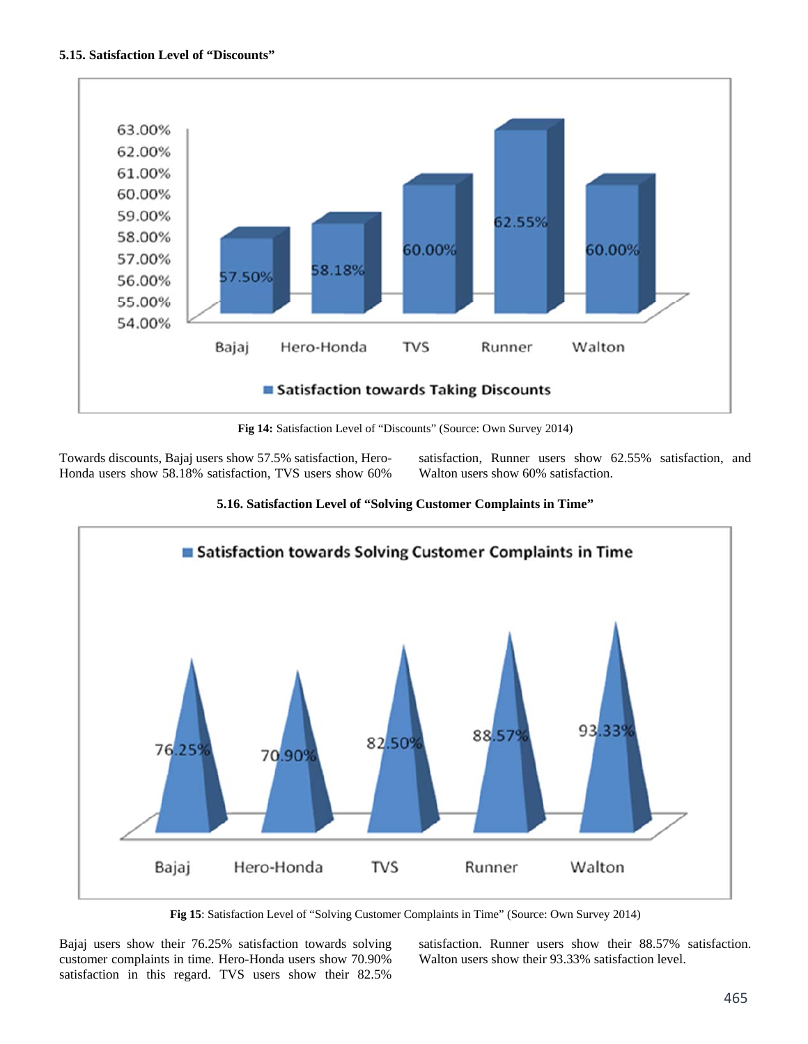### 5.15. Satisfaction Level of "Discounts"

**Fig 14:** Satisfaction Level of "Discounts" (Source: Own Survey 2014)

Towards discounts, Bajaj users show 57.5% satisfaction, Hero-Honda users show 58.18% satisfaction, TVS users show 60% satisfaction, Runner users show 62.55% satisfaction, and Walton users show 60% satisfaction.

### 5.16. Satisfaction Level of "Solving Customer Complaints in Time"

**Fig 15**: Satisfaction Level of "Solving Customer Complaints in Time" (Source: Own Survey 2014)

Bajaj users show their 76.25% satisfaction towards solving customer complaints in time. Hero-Honda users show 70.90% satisfaction in this regard. TVS users show their 82.5% satisfaction. Runner users show their 88.57% satisfaction. Walton users show their 93.33% satisfaction level.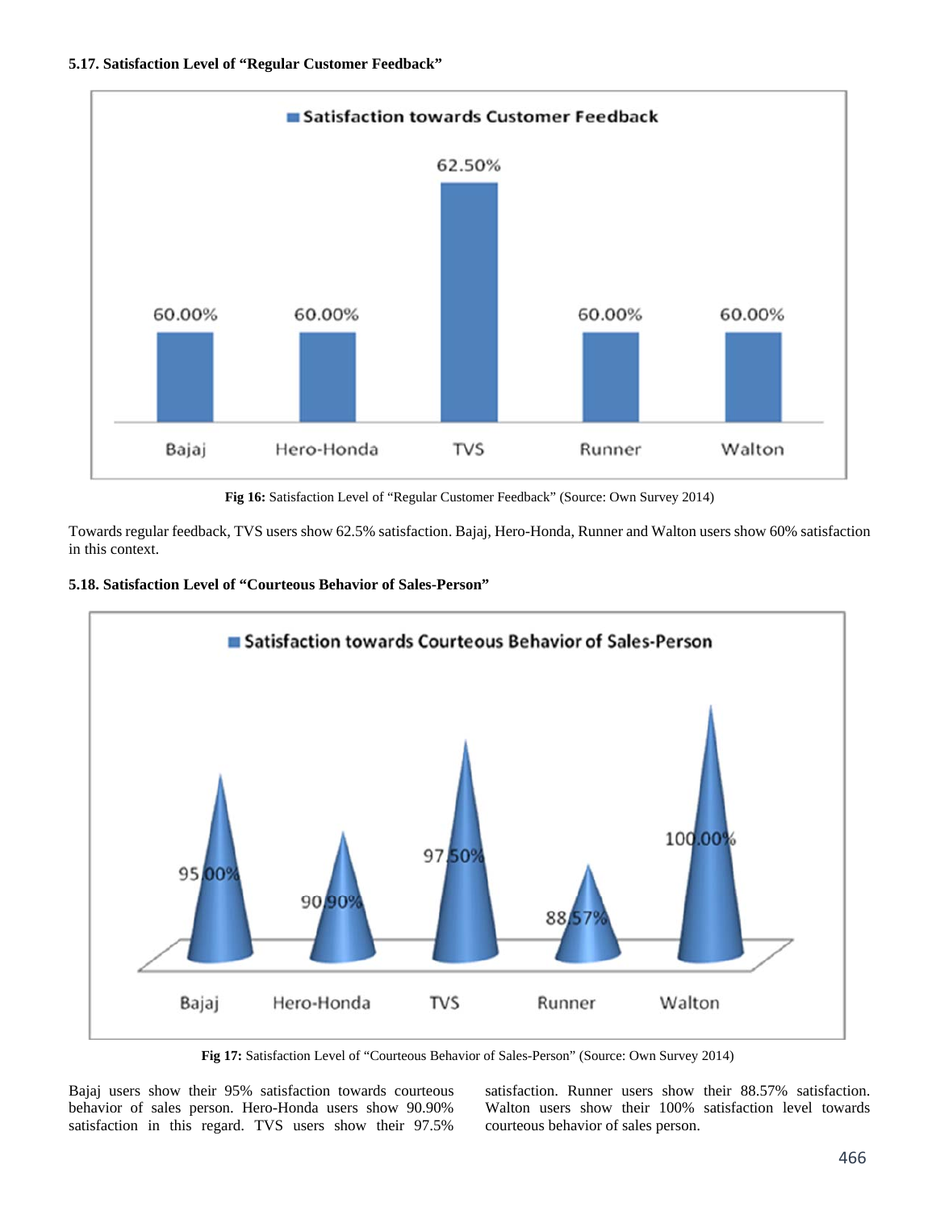**5.17. Satisfaction Level of "Regular Customer Feedback"**

Fig 16: Satisfaction Level of "Regular Customer Feedback" (Source: Own Survey 2014)

Towards regular feedback, TVS users show 62.5% satisfaction. Bajaj, Hero-Honda, Runner and Walton users show 60% satisfaction in this context.

**5.18. Satisfaction Level of "Courteous Behavior of Sales-Person"**

Fig 17: Satisfaction Level of "Courteous Behavior of Sales-Person" (Source: Own Survey 2014)

Bajaj users show their 95% satisfaction towards courteous behavior of sales person. Hero-Honda users show 90.90% satisfaction in this regard. TVS users show their 97.5% satisfaction. Runner users show their 88.57% satisfaction. Walton users show their 100% satisfaction level towards courteous behavior of sales person.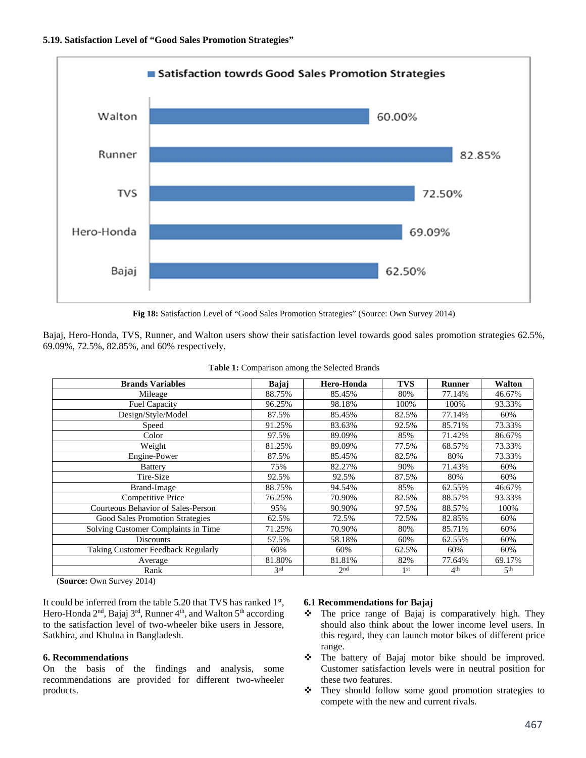#### 5.19. Satisfaction Level of "Good Sales Promotion Strategies"

Fig 18: Satisfaction Level of "Good Sales Promotion Strategies" (Source: Own Survey 2014)

Bajaj, Hero-Honda, TVS, Runner, and Walton users show their satisfaction level towards good sales promotion strategies 62.5%, 69.09%, 72.5%, 82.85%, and 60% respectively.

**Table 1:** Comparison among the Selected Brands

| Brands Variables | Bajaj | Hero-Honda | TVS | Runner | Walton |
|---|---|---|---|---|---|
| Mileage | 88.75% | 85.45% | 80% | 77.14% | 46.67% |
| Fuel Capacity | 96.25% | 98.18% | 100% | 100% | 93.33% |
| Design/Style/Model | 87.5% | 85.45% | 82.5% | 77.14% | 60% |
| Speed | 91.25% | 83.63% | 92.5% | 85.71% | 73.33% |
| Color | 97.5% | 89.09% | 85% | 71.42% | 86.67% |
| Weight | 81.25% | 89.09% | 77.5% | 68.57% | 73.33% |
| Engine-Power | 87.5% | 85.45% | 82.5% | 80% | 73.33% |
| Battery | 75% | 82.27% | 90% | 71.43% | 60% |
| Tire-Size | 92.5% | 92.5% | 87.5% | 80% | 60% |
| Brand-Image | 88.75% | 94.54% | 85% | 62.55% | 46.67% |
| Competitive Price | 76.25% | 70.90% | 82.5% | 88.57% | 93.33% |
| Courteous Behavior of Sales-Person | 95% | 90.90% | 97.5% | 88.57% | 100% |
| Good Sales Promotion Strategies | 62.5% | 72.5% | 72.5% | 82.85% | 60% |
| Solving Customer Complaints in Time | 71.25% | 70.90% | 80% | 85.71% | 60% |
| Discounts | 57.5% | 58.18% | 60% | 62.55% | 60% |
| Taking Customer Feedback Regularly | 60% | 60% | 62.5% | 60% | 60% |
| Average | 81.80% | 81.81% | 82% | 77.64% | 69.17% |
| Rank | 3rd | 2nd | 1st | 4th | 5th |

(**Source:** Own Survey 2014)

It could be inferred from the table 5.20 that TVS has ranked 1st, Hero-Honda 2nd, Bajaj 3rd, Runner 4th, and Walton 5th according to the satisfaction level of two-wheeler bike users in Jessore, Satkhira, and Khulna in Bangladesh.

## 6. Recommendations

On the basis of the findings and analysis, some recommendations are provided for different two-wheeler products.

### 6.1 Recommendations for Bajaj

- The price range of Bajaj is comparatively high. They should also think about the lower income level users. In this regard, they can launch motor bikes of different price range.
- The battery of Bajaj motor bike should be improved. Customer satisfaction levels were in neutral position for these two features.
- They should follow some good promotion strategies to compete with the new and current rivals.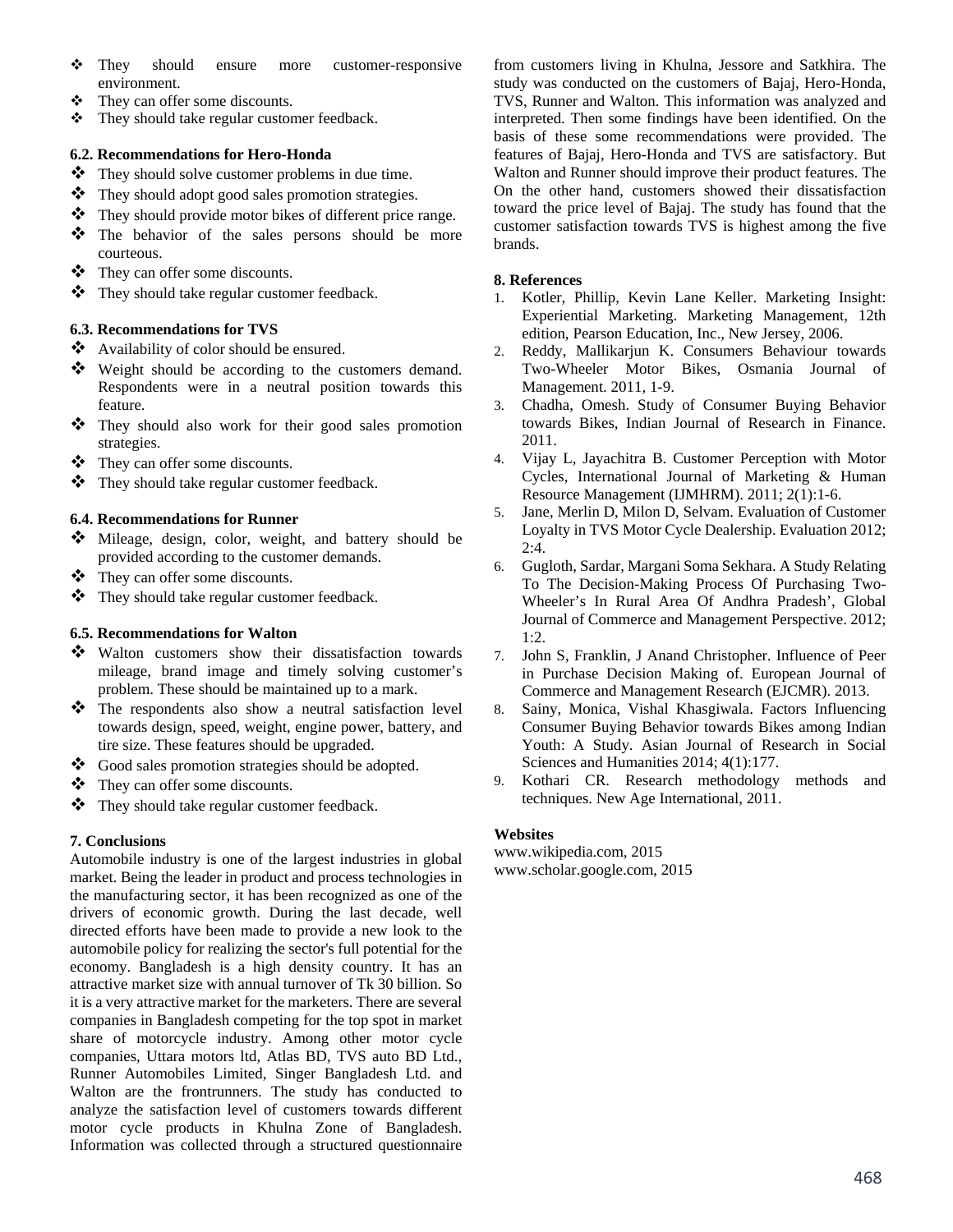- They should ensure more customer-responsive environment.
- They can offer some discounts.
- They should take regular customer feedback.

### 6.2. Recommendations for Hero-Honda

- They should solve customer problems in due time.
- They should adopt good sales promotion strategies.
- They should provide motor bikes of different price range.
- The behavior of the sales persons should be more courteous.
- They can offer some discounts.
- They should take regular customer feedback.

### 6.3. Recommendations for TVS

- Availability of color should be ensured.
- Weight should be according to the customers demand. Respondents were in a neutral position towards this feature.
- They should also work for their good sales promotion strategies.
- They can offer some discounts.
- They should take regular customer feedback.

### 6.4. Recommendations for Runner

- Mileage, design, color, weight, and battery should be provided according to the customer demands.
- They can offer some discounts.
- They should take regular customer feedback.

### 6.5. Recommendations for Walton

- Walton customers show their dissatisfaction towards mileage, brand image and timely solving customer's problem. These should be maintained up to a mark.
- The respondents also show a neutral satisfaction level towards design, speed, weight, engine power, battery, and tire size. These features should be upgraded.
- Good sales promotion strategies should be adopted.
- They can offer some discounts.
- They should take regular customer feedback.

## 7. Conclusions

Automobile industry is one of the largest industries in global market. Being the leader in product and process technologies in the manufacturing sector, it has been recognized as one of the drivers of economic growth. During the last decade, well directed efforts have been made to provide a new look to the automobile policy for realizing the sector's full potential for the economy. Bangladesh is a high density country. It has an attractive market size with annual turnover of Tk 30 billion. So it is a very attractive market for the marketers. There are several companies in Bangladesh competing for the top spot in market share of motorcycle industry. Among other motor cycle companies, Uttara motors ltd, Atlas BD, TVS auto BD Ltd., Runner Automobiles Limited, Singer Bangladesh Ltd. and Walton are the frontrunners. The study has conducted to analyze the satisfaction level of customers towards different motor cycle products in Khulna Zone of Bangladesh. Information was collected through a structured questionnaire from customers living in Khulna, Jessore and Satkhira. The study was conducted on the customers of Bajaj, Hero-Honda, TVS, Runner and Walton. This information was analyzed and interpreted. Then some findings have been identified. On the basis of these some recommendations were provided. The features of Bajaj, Hero-Honda and TVS are satisfactory. But Walton and Runner should improve their product features. The On the other hand, customers showed their dissatisfaction toward the price level of Bajaj. The study has found that the customer satisfaction towards TVS is highest among the five brands.

## 8. References

1. Kotler, Phillip, Kevin Lane Keller. Marketing Insight: Experiential Marketing. Marketing Management, 12th edition, Pearson Education, Inc., New Jersey, 2006.
2. Reddy, Mallikarjun K. Consumers Behaviour towards Two-Wheeler Motor Bikes, Osmania Journal of Management. 2011, 1-9.
3. Chadha, Omesh. Study of Consumer Buying Behavior towards Bikes, Indian Journal of Research in Finance. 2011.
4. Vijay L, Jayachitra B. Customer Perception with Motor Cycles, International Journal of Marketing & Human Resource Management (IJMHRM). 2011; 2(1):1-6.
5. Jane, Merlin D, Milon D, Selvam. Evaluation of Customer Loyalty in TVS Motor Cycle Dealership. Evaluation 2012; 2:4.
6. Gugloth, Sardar, Margani Soma Sekhara. A Study Relating To The Decision-Making Process Of Purchasing Two-Wheeler's In Rural Area Of Andhra Pradesh', Global Journal of Commerce and Management Perspective. 2012; 1:2.
7. John S, Franklin, J Anand Christopher. Influence of Peer in Purchase Decision Making of. European Journal of Commerce and Management Research (EJCMR). 2013.
8. Sainy, Monica, Vishal Khasgiwala. Factors Influencing Consumer Buying Behavior towards Bikes among Indian Youth: A Study. Asian Journal of Research in Social Sciences and Humanities 2014; 4(1):177.
9. Kothari CR. Research methodology methods and techniques. New Age International, 2011.

**Websites**

www.wikipedia.com, 2015
www.scholar.google.com, 2015